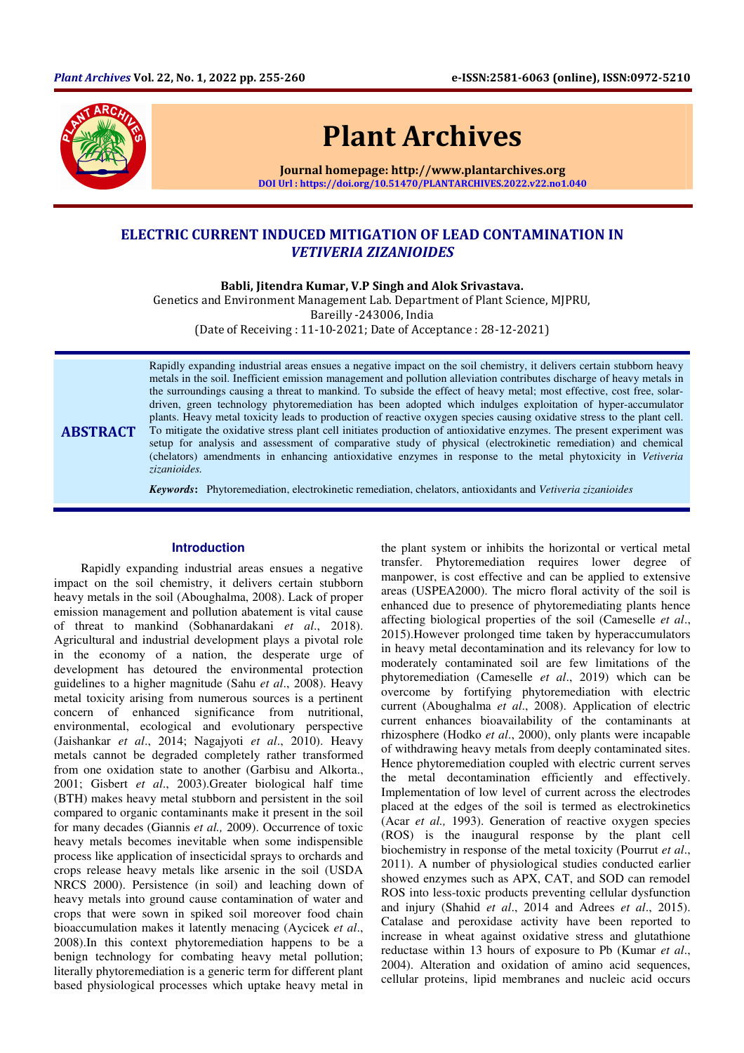# ELECTRIC CURRENT INDUCED MITIGATION OF LEAD CONTAMINATION IN *VETIVERIA ZIZANIOIDES*

**Babli, Jitendra Kumar, V.P Singh and Alok Srivastava.**

Genetics and Environment Management Lab. Department of Plant Science, MJPRU, Bareilly -243006, India

(Date of Receiving : 11-10-2021; Date of Acceptance : 28-12-2021)

## ABSTRACT

Rapidly expanding industrial areas ensues a negative impact on the soil chemistry, it delivers certain stubborn heavy metals in the soil. Inefficient emission management and pollution alleviation contributes discharge of heavy metals in the surroundings causing a threat to mankind. To subside the effect of heavy metal; most effective, cost free, solar-driven, green technology phytoremediation has been adopted which indulges exploitation of hyper-accumulator plants. Heavy metal toxicity leads to production of reactive oxygen species causing oxidative stress to the plant cell. To mitigate the oxidative stress plant cell initiates production of antioxidative enzymes. The present experiment was setup for analysis and assessment of comparative study of physical (electrokinetic remediation) and chemical (chelators) amendments in enhancing antioxidative enzymes in response to the metal phytoxicity in *Vetiveria zizanioides.*

***Keywords*:** Phytoremediation, electrokinetic remediation, chelators, antioxidants and *Vetiveria zizanioides*

## Introduction

Rapidly expanding industrial areas ensues a negative impact on the soil chemistry, it delivers certain stubborn heavy metals in the soil (Aboughalma, 2008). Lack of proper emission management and pollution abatement is vital cause of threat to mankind (Sobhanardakani *et al*., 2018). Agricultural and industrial development plays a pivotal role in the economy of a nation, the desperate urge of development has detoured the environmental protection guidelines to a higher magnitude (Sahu *et al*., 2008). Heavy metal toxicity arising from numerous sources is a pertinent concern of enhanced significance from nutritional, environmental, ecological and evolutionary perspective (Jaishankar *et al*., 2014; Nagajyoti *et al*., 2010). Heavy metals cannot be degraded completely rather transformed from one oxidation state to another (Garbisu and Alkorta., 2001; Gisbert *et al*., 2003).Greater biological half time (BTH) makes heavy metal stubborn and persistent in the soil compared to organic contaminants make it present in the soil for many decades (Giannis *et al.,* 2009). Occurrence of toxic heavy metals becomes inevitable when some indispensible process like application of insecticidal sprays to orchards and crops release heavy metals like arsenic in the soil (USDA NRCS 2000). Persistence (in soil) and leaching down of heavy metals into ground cause contamination of water and crops that were sown in spiked soil moreover food chain bioaccumulation makes it latently menacing (Aycicek *et al*., 2008).In this context phytoremediation happens to be a benign technology for combating heavy metal pollution; literally phytoremediation is a generic term for different plant based physiological processes which uptake heavy metal in the plant system or inhibits the horizontal or vertical metal transfer. Phytoremediation requires lower degree of manpower, is cost effective and can be applied to extensive areas (USPEA2000). The micro floral activity of the soil is enhanced due to presence of phytoremediating plants hence affecting biological properties of the soil (Cameselle *et al*., 2015).However prolonged time taken by hyperaccumulators in heavy metal decontamination and its relevancy for low to moderately contaminated soil are few limitations of the phytoremediation (Cameselle *et al*., 2019) which can be overcome by fortifying phytoremediation with electric current (Aboughalma *et al*., 2008). Application of electric current enhances bioavailability of the contaminants at rhizosphere (Hodko *et al*., 2000), only plants were incapable of withdrawing heavy metals from deeply contaminated sites. Hence phytoremediation coupled with electric current serves the metal decontamination efficiently and effectively. Implementation of low level of current across the electrodes placed at the edges of the soil is termed as electrokinetics (Acar *et al.,* 1993). Generation of reactive oxygen species (ROS) is the inaugural response by the plant cell biochemistry in response of the metal toxicity (Pourrut *et al*., 2011). A number of physiological studies conducted earlier showed enzymes such as APX, CAT, and SOD can remodel ROS into less-toxic products preventing cellular dysfunction and injury (Shahid *et al*., 2014 and Adrees *et al*., 2015). Catalase and peroxidase activity have been reported to increase in wheat against oxidative stress and glutathione reductase within 13 hours of exposure to Pb (Kumar *et al*., 2004). Alteration and oxidation of amino acid sequences, cellular proteins, lipid membranes and nucleic acid occurs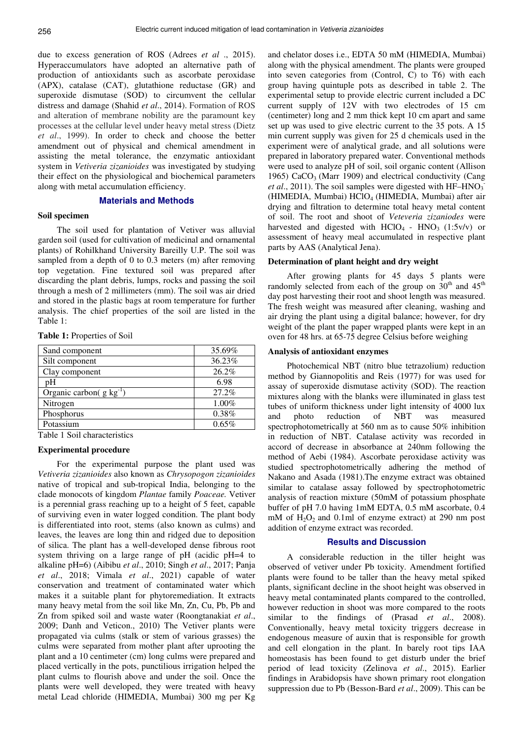due to excess generation of ROS (Adrees *et al* ., 2015). Hyperaccumulators have adopted an alternative path of production of antioxidants such as ascorbate peroxidase (APX), catalase (CAT), glutathione reductase (GR) and superoxide dismutase (SOD) to circumvent the cellular distress and damage (Shahid *et al*., 2014). Formation of ROS and alteration of membrane nobility are the paramount key processes at the cellular level under heavy metal stress (Dietz *et al*., 1999). In order to check and choose the better amendment out of physical and chemical amendment in assisting the metal tolerance, the enzymatic antioxidant system in *Vetiveria zizanioides* was investigated by studying their effect on the physiological and biochemical parameters along with metal accumulation efficiency.

## Materials and Methods

### Soil specimen

The soil used for plantation of Vetiver was alluvial garden soil (used for cultivation of medicinal and ornamental plants) of Rohilkhand University Bareilly U.P. The soil was sampled from a depth of 0 to 0.3 meters (m) after removing top vegetation. Fine textured soil was prepared after discarding the plant debris, lumps, rocks and passing the soil through a mesh of 2 millimeters (mm). The soil was air dried and stored in the plastic bags at room temperature for further analysis. The chief properties of the soil are listed in the Table 1:

**Table 1:** Properties of Soil

| | |
|---|---|
| Sand component | 35.69% |
| Silt component | 36.23% |
| Clay component | 26.2% |
| pH | 6.98 |
| Organic carbon( g $kg^{-1}$) | 27.2% |
| Nitrogen | 1.00% |
| Phosphorus | 0.38% |
| Potassium | 0.65% |

Table 1 Soil characteristics

### Experimental procedure

For the experimental purpose the plant used was *Vetiveria zizanioides* also known as *Chrysopogon zizanioides* native of tropical and sub-tropical India, belonging to the clade monocots of kingdom *Plantae* family *Poaceae.* Vetiver is a perennial grass reaching up to a height of 5 feet, capable of surviving even in water logged condition. The plant body is differentiated into root, stems (also known as culms) and leaves, the leaves are long thin and ridged due to deposition of silica. The plant has a well-developed dense fibrous root system thriving on a large range of pH (acidic pH=4 to alkaline pH=6) (Aibibu *et al*., 2010; Singh *et al*., 2017; Panja *et al*., 2018; Vimala *et al*., 2021) capable of water conservation and treatment of contaminated water which makes it a suitable plant for phytoremediation. It extracts many heavy metal from the soil like Mn, Zn, Cu, Pb, Pb and Zn from spiked soil and waste water (Roongtanakiat *et al*., 2009; Danh and Veticon., 2010) The Vetiver plants were propagated via culms (stalk or stem of various grasses) the culms were separated from mother plant after uprooting the plant and a 10 centimeter (cm) long culms were prepared and placed vertically in the pots, punctilious irrigation helped the plant culms to flourish above and under the soil. Once the plants were well developed, they were treated with heavy metal Lead chloride (HIMEDIA, Mumbai) 300 mg per Kg and chelator doses i.e., EDTA 50 mM (HIMEDIA, Mumbai) along with the physical amendment. The plants were grouped into seven categories from (Control, C) to T6) with each group having quintuple pots as described in table 2. The experimental setup to provide electric current included a DC current supply of 12V with two electrodes of 15 cm (centimeter) long and 2 mm thick kept 10 cm apart and same set up was used to give electric current to the 35 pots. A 15 min current supply was given for 25 d chemicals used in the experiment were of analytical grade, and all solutions were prepared in laboratory prepared water. Conventional methods were used to analyze pH of soil, soil organic content (Allison 1965) $CaCO_3$ (Marr 1909) and electrical conductivity (Cang *et al*., 2011). The soil samples were digested with HF–$HNO_3^-$ (HIMEDIA, Mumbai) $HClO_4$ (HIMEDIA, Mumbai) after air drying and filtration to determine total heavy metal content of soil. The root and shoot of *Veteveria zizaniodes* were harvested and digested with $HClO_4$ - $HNO_3$ (1:5v/v) or assessment of heavy meal accumulated in respective plant parts by AAS (Analytical Jena).

### Determination of plant height and dry weight

After growing plants for 45 days 5 plants were randomly selected from each of the group on 30th and 45th day post harvesting their root and shoot length was measured. The fresh weight was measured after cleaning, washing and air drying the plant using a digital balance; however, for dry weight of the plant the paper wrapped plants were kept in an oven for 48 hrs. at 65-75 degree Celsius before weighing

### Analysis of antioxidant enzymes

Photochemical NBT (nitro blue tetrazolium) reduction method by Giannopolitis and Reis (1977) for was used for assay of superoxide dismutase activity (SOD). The reaction mixtures along with the blanks were illuminated in glass test tubes of uniform thickness under light intensity of 4000 lux and photo reduction of NBT was measured spectrophotometrically at 560 nm as to cause 50% inhibition in reduction of NBT. Catalase activity was recorded in accord of decrease in absorbance at 240nm following the method of Aebi (1984). Ascorbate peroxidase activity was studied spectrophotometrically adhering the method of Nakano and Asada (1981).The enzyme extract was obtained similar to catalase assay followed by spectrophotometric analysis of reaction mixture (50mM of potassium phosphate buffer of pH 7.0 having 1mM EDTA, 0.5 mM ascorbate, 0.4 mM of $H_2O_2$ and 0.1ml of enzyme extract) at 290 nm post addition of enzyme extract was recorded.

## Results and Discussion

A considerable reduction in the tiller height was observed of vetiver under Pb toxicity. Amendment fortified plants were found to be taller than the heavy metal spiked plants, significant decline in the shoot height was observed in heavy metal contaminated plants compared to the controlled, however reduction in shoot was more compared to the roots similar to the findings of (Prasad *et al*., 2008). Conventionally, heavy metal toxicity triggers decrease in endogenous measure of auxin that is responsible for growth and cell elongation in the plant. In barely root tips IAA homeostasis has been found to get disturb under the brief period of lead toxicity (Zelinova *et al*., 2015). Earlier findings in Arabidopsis have shown primary root elongation suppression due to Pb (Besson-Bard *et al*., 2009). This can be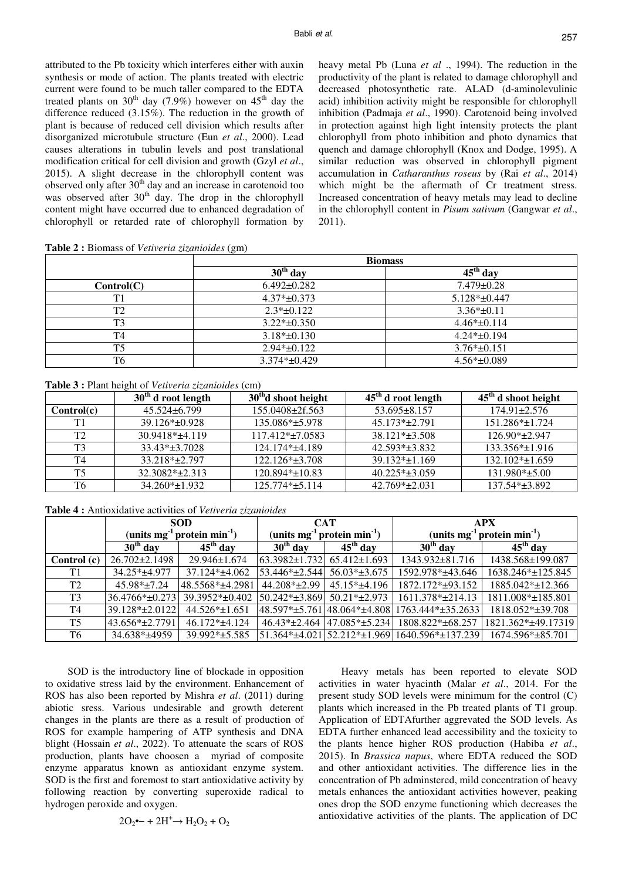attributed to the Pb toxicity which interferes either with auxin synthesis or mode of action. The plants treated with electric current were found to be much taller compared to the EDTA treated plants on $30^{th}$ day (7.9%) however on $45^{th}$ day the difference reduced (3.15%). The reduction in the growth of plant is because of reduced cell division which results after disorganized microtubule structure (Eun *et al*., 2000). Lead causes alterations in tubulin levels and post translational modification critical for cell division and growth (Gzyl *et al*., 2015). A slight decrease in the chlorophyll content was observed only after $30^{th}$ day and an increase in carotenoid too was observed after $30^{th}$ day. The drop in the chlorophyll content might have occurred due to enhanced degradation of chlorophyll or retarded rate of chlorophyll formation by heavy metal Pb (Luna *et al* ., 1994). The reduction in the productivity of the plant is related to damage chlorophyll and decreased photosynthetic rate. ALAD (d-aminolevulinic acid) inhibition activity might be responsible for chlorophyll inhibition (Padmaja *et al*., 1990). Carotenoid being involved in protection against high light intensity protects the plant chlorophyll from photo inhibition and photo dynamics that quench and damage chlorophyll (Knox and Dodge, 1995). A similar reduction was observed in chlorophyll pigment accumulation in *Catharanthus roseus* by (Rai *et al*., 2014) which might be the aftermath of Cr treatment stress. Increased concentration of heavy metals may lead to decline in the chlorophyll content in *Pisum sativum* (Gangwar *et al*., 2011).

**Table 2 :** Biomass of *Vetiveria zizanioides* (gm)

| | Biomass | |
|---|---|---|
| | $30^{th}$ day | $45^{th}$ day |
| **Control(C)** | 6.492±0.282 | 7.479±0.28 |
| T1 | 4.37*±0.373 | 5.128*±0.447 |
| T2 | 2.3*±0.122 | 3.36*±0.11 |
| T3 | 3.22*±0.350 | 4.46*±0.114 |
| T4 | 3.18*±0.130 | 4.24*±0.194 |
| T5 | 2.94*±0.122 | 3.76*±0.151 |
| T6 | 3.374*±0.429 | 4.56*±0.089 |

**Table 3 :** Plant height of *Vetiveria zizanioides* (cm)

| | $30^{th}$ d root length | $30^{th}$d shoot height | $45^{th}$ d root length | $45^{th}$ d shoot height |
|---|---|---|---|---|
| **Control(c)** | 45.524±6.799 | 155.0408±2f.563 | 53.695±8.157 | 174.91±2.576 |
| T1 | 39.126*±0.928 | 135.086*±5.978 | 45.173*±2.791 | 151.286*±1.724 |
| T2 | 30.9418*±4.119 | 117.412*±7.0583 | 38.121*±3.508 | 126.90*±2.947 |
| T3 | 33.43*±3.7028 | 124.174*±4.189 | 42.593*±3.832 | 133.356*±1.916 |
| T4 | 33.218*±2.797 | 122.126*±3.708 | 39.132*±1.169 | 132.102*±1.659 |
| T5 | 32.3082*±2.313 | 120.894*±10.83 | 40.225*±3.059 | 131.980*±5.00 |
| T6 | 34.260*±1.932 | 125.774*±5.114 | 42.769*±2.031 | 137.54*±3.892 |

**Table 4 :** Antioxidative activities of *Vetiveria zizanioides*

| | SOD (units $mg^{-1}$ protein $min^{-1}$) | | CAT (units $mg^{-1}$ protein $min^{-1}$) | | APX (units $mg^{-1}$ protein $min^{-1}$) | |
|---|---|---|---|---|---|---|
| | $30^{th}$ day | $45^{th}$ day | $30^{th}$ day | $45^{th}$ day | $30^{th}$ day | $45^{th}$ day |
| **Control (c)** | 26.702±2.1498 | 29.946±1.674 | 63.3982±1.732 | 65.412±1.693 | 1343.932±81.716 | 1438.568±199.087 |
| T1 | 34.25*±4.977 | 37.124*±4.062 | 53.446*±2.544 | 56.03*±3.675 | 1592.978*±43.646 | 1638.246*±125.845 |
| T2 | 45.98*±7.24 | 48.5568*±4.2981 | 44.208*±2.99 | 45.15*±4.196 | 1872.172*±93.152 | 1885.042*±12.366 |
| T3 | 36.4766*±0.273 | 39.3952*±0.402 | 50.242*±3.869 | 50.21*±2.973 | 1611.378*±214.13 | 1811.008*±185.801 |
| T4 | 39.128*±2.0122 | 44.526*±1.651 | 48.597*±5.761 | 48.064*±4.808 | 1763.444*±35.2633 | 1818.052*±39.708 |
| T5 | 43.656*±2.7791 | 46.172*±4.124 | 46.43*±2.464 | 47.085*±5.234 | 1808.822*±68.257 | 1821.362*±49.17319 |
| T6 | 34.638*±4959 | 39.992*±5.585 | 51.364*±4.021 | 52.212*±1.969 | 1640.596*±137.239 | 1674.596*±85.701 |

SOD is the introductory line of blockade in opposition to oxidative stress laid by the environment. Enhancement of ROS has also been reported by Mishra *et al*. (2011) during abiotic sress. Various undesirable and growth deterent changes in the plants are there as a result of production of ROS for example hampering of ATP synthesis and DNA blight (Hossain *et al*., 2022). To attenuate the scars of ROS production, plants have choosen a myriad of composite enzyme apparatus known as antioxidant enzyme system. SOD is the first and foremost to start antioxidative activity by following reaction by converting superoxide radical to hydrogen peroxide and oxygen.

$$2O_2\bullet- + 2H^+ \rightarrow H_2O_2 + O_2$$

Heavy metals has been reported to elevate SOD activities in water hyacinth (Malar *et al*., 2014. For the present study SOD levels were minimum for the control (C) plants which increased in the Pb treated plants of T1 group. Application of EDTAfurther aggrevated the SOD levels. As EDTA further enhanced lead accessibility and the toxicity to the plants hence higher ROS production (Habiba *et al*., 2015). In *Brassica napus*, where EDTA reduced the SOD and other antioxidant activities. The difference lies in the concentration of Pb adminstered, mild concentration of heavy metals enhances the antioxidant activities however, peaking ones drop the SOD enzyme functioning which decreases the antioxidative activities of the plants. The application of DC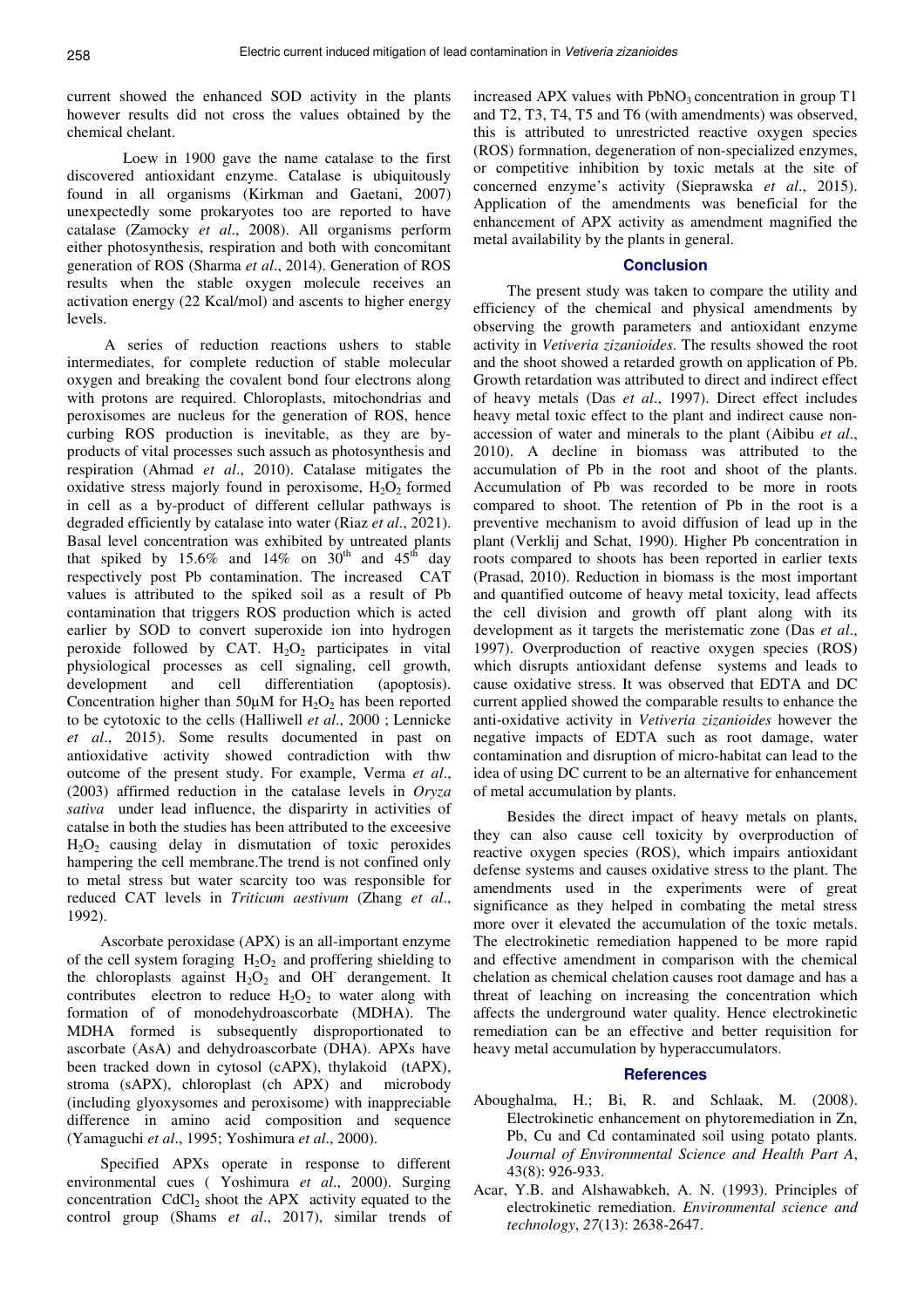current showed the enhanced SOD activity in the plants however results did not cross the values obtained by the chemical chelant.

Loew in 1900 gave the name catalase to the first discovered antioxidant enzyme. Catalase is ubiquitously found in all organisms (Kirkman and Gaetani, 2007) unexpectedly some prokaryotes too are reported to have catalase (Zamocky *et al*., 2008). All organisms perform either photosynthesis, respiration and both with concomitant generation of ROS (Sharma *et al*., 2014). Generation of ROS results when the stable oxygen molecule receives an activation energy (22 Kcal/mol) and ascents to higher energy levels.

A series of reduction reactions ushers to stable intermediates, for complete reduction of stable molecular oxygen and breaking the covalent bond four electrons along with protons are required. Chloroplasts, mitochondrias and peroxisomes are nucleus for the generation of ROS, hence curbing ROS production is inevitable, as they are by-products of vital processes such assuch as photosynthesis and respiration (Ahmad *et al*., 2010). Catalase mitigates the oxidative stress majorly found in peroxisome, $H_2O_2$ formed in cell as a by-product of different cellular pathways is degraded efficiently by catalase into water (Riaz *et al*., 2021). Basal level concentration was exhibited by untreated plants that spiked by 15.6% and 14% on 30th and 45th day respectively post Pb contamination. The increased CAT values is attributed to the spiked soil as a result of Pb contamination that triggers ROS production which is acted earlier by SOD to convert superoxide ion into hydrogen peroxide followed by CAT. $H_2O_2$ participates in vital physiological processes as cell signaling, cell growth, development and cell differentiation (apoptosis). Concentration higher than 50μM for $H_2O_2$ has been reported to be cytotoxic to the cells (Halliwell *et al*., 2000 ; Lennicke *et al*., 2015). Some results documented in past on antioxidative activity showed contradiction with thw outcome of the present study. For example, Verma *et al*., (2003) affirmed reduction in the catalase levels in *Oryza sativa* under lead influence, the disparirty in activities of catalse in both the studies has been attributed to the exceesive $H_2O_2$ causing delay in dismutation of toxic peroxides hampering the cell membrane.The trend is not confined only to metal stress but water scarcity too was responsible for reduced CAT levels in *Triticum aestivum* (Zhang *et al*., 1992).

Ascorbate peroxidase (APX) is an all-important enzyme of the cell system foraging $H_2O_2$ and proffering shielding to the chloroplasts against $H_2O_2$ and $OH^-$ derangement. It contributes electron to reduce $H_2O_2$ to water along with formation of of monodehydroascorbate (MDHA). The MDHA formed is subsequently disproportionated to ascorbate (AsA) and dehydroascorbate (DHA). APXs have been tracked down in cytosol (cAPX), thylakoid (tAPX), stroma (sAPX), chloroplast (ch APX) and microbody (including glyoxysomes and peroxisome) with inappreciable difference in amino acid composition and sequence (Yamaguchi *et al*., 1995; Yoshimura *et al*., 2000).

Specified APXs operate in response to different environmental cues ( Yoshimura *et al*., 2000). Surging concentration $CdCl_2$ shoot the APX activity equated to the control group (Shams *et al*., 2017), similar trends of increased APX values with $PbNO_3$ concentration in group T1 and T2, T3, T4, T5 and T6 (with amendments) was observed, this is attributed to unrestricted reactive oxygen species (ROS) formnation, degeneration of non-specialized enzymes, or competitive inhibition by toxic metals at the site of concerned enzyme's activity (Sieprawska *et al*., 2015). Application of the amendments was beneficial for the enhancement of APX activity as amendment magnified the metal availability by the plants in general.

## Conclusion

The present study was taken to compare the utility and efficiency of the chemical and physical amendments by observing the growth parameters and antioxidant enzyme activity in *Vetiveria zizanioides*. The results showed the root and the shoot showed a retarded growth on application of Pb. Growth retardation was attributed to direct and indirect effect of heavy metals (Das *et al*., 1997). Direct effect includes heavy metal toxic effect to the plant and indirect cause non-accession of water and minerals to the plant (Aibibu *et al*., 2010). A decline in biomass was attributed to the accumulation of Pb in the root and shoot of the plants. Accumulation of Pb was recorded to be more in roots compared to shoot. The retention of Pb in the root is a preventive mechanism to avoid diffusion of lead up in the plant (Verklij and Schat, 1990). Higher Pb concentration in roots compared to shoots has been reported in earlier texts (Prasad, 2010). Reduction in biomass is the most important and quantified outcome of heavy metal toxicity, lead affects the cell division and growth off plant along with its development as it targets the meristematic zone (Das *et al*., 1997). Overproduction of reactive oxygen species (ROS) which disrupts antioxidant defense systems and leads to cause oxidative stress. It was observed that EDTA and DC current applied showed the comparable results to enhance the anti-oxidative activity in *Vetiveria zizanioides* however the negative impacts of EDTA such as root damage, water contamination and disruption of micro-habitat can lead to the idea of using DC current to be an alternative for enhancement of metal accumulation by plants.

Besides the direct impact of heavy metals on plants, they can also cause cell toxicity by overproduction of reactive oxygen species (ROS), which impairs antioxidant defense systems and causes oxidative stress to the plant. The amendments used in the experiments were of great significance as they helped in combating the metal stress more over it elevated the accumulation of the toxic metals. The electrokinetic remediation happened to be more rapid and effective amendment in comparison with the chemical chelation as chemical chelation causes root damage and has a threat of leaching on increasing the concentration which affects the underground water quality. Hence electrokinetic remediation can be an effective and better requisition for heavy metal accumulation by hyperaccumulators.

## References

Aboughalma, H.; Bi, R. and Schlaak, M. (2008). Electrokinetic enhancement on phytoremediation in Zn, Pb, Cu and Cd contaminated soil using potato plants. *Journal of Environmental Science and Health Part A*, 43(8): 926-933.

Acar, Y.B. and Alshawabkeh, A. N. (1993). Principles of electrokinetic remediation. *Environmental science and technology*, *27*(13): 2638-2647.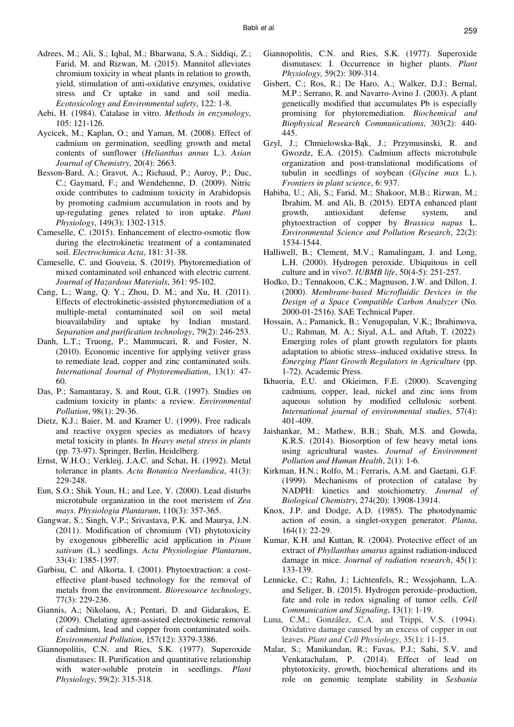Adrees, M.; Ali, S.; Iqbal, M.; Bharwana, S.A.; Siddiqi, Z.; Farid, M. and Rizwan, M. (2015). Mannitol alleviates chromium toxicity in wheat plants in relation to growth, yield, stimulation of anti-oxidative enzymes, oxidative stress and Cr uptake in sand and soil media. *Ecotoxicology and Environmental safety*, 122: 1-8.

Aebi, H. (1984). Catalase in vitro. *Methods in enzymology*, 105: 121-126.

Aycicek, M.; Kaplan, O.; and Yaman, M. (2008). Effect of cadmium on germination, seedling growth and metal contents of sunflower (*Helianthus annus* L.). *Asian Journal of Chemistry*, 20(4): 2663.

Besson-Bard, A.; Gravot, A.; Richaud, P.; Auroy, P.; Duc, C.; Gaymard, F.; and Wendehenne, D. (2009). Nitric oxide contributes to cadmium toxicity in Arabidopsis by promoting cadmium accumulation in roots and by up-regulating genes related to iron uptake. *Plant Physiology*, 149(3): 1302-1315.

Cameselle, C. (2015). Enhancement of electro-osmotic flow during the electrokinetic treatment of a contaminated soil. *Electrochimica Acta*, 181: 31-38.

Cameselle, C. and Gouveia, S. (2019). Phytoremediation of mixed contaminated soil enhanced with electric current. *Journal of Hazardous Materials*, 361: 95-102.

Cang, L.; Wang, Q. Y.; Zhou, D. M.; and Xu, H. (2011). Effects of electrokinetic-assisted phytoremediation of a multiple-metal contaminated soil on soil metal bioavailability and uptake by Indian mustard. *Separation and purification technology*, 79(2): 246-253.

Danh, L.T.; Truong, P.; Mammucari, R. and Foster, N. (2010). Economic incentive for applying vetiver grass to remediate lead, copper and zinc contaminated soils. *International Journal of Phytoremediation*, 13(1): 47-60.

Das, P.; Samantaray, S. and Rout, G.R. (1997). Studies on cadmium toxicity in plants: a review. *Environmental Pollution*, 98(1): 29-36.

Dietz, K.J.; Baier, M. and Kramer U. (1999). Free radicals and reactive oxygen species as mediators of heavy metal toxicity in plants. In *Heavy metal stress in plants* (pp. 73-97). Springer, Berlin, Heidelberg.

Ernst, W.H.O.; Verkleij, J.A.C. and Schat, H. (1992). Metal tolerance in plants. *Acta Botanica Neerlandica*, 41(3): 229-248.

Eun, S.O.; Shik Youn, H.; and Lee, Y. (2000). Lead disturbs microtubule organization in the root meristem of *Zea mays*. *Physiologia Plantarum*, 110(3): 357-365.

Gangwar, S.; Singh, V.P.; Srivastava, P.K. and Maurya, J.N. (2011). Modification of chromium (VI) phytotoxicity by exogenous gibberellic acid application in *Pisum sativum* (L.) seedlings. *Acta Physiologiae Plantarum*, 33(4): 1385-1397.

Garbisu, C. and Alkorta, I. (2001). Phytoextraction: a cost-effective plant-based technology for the removal of metals from the environment. *Bioresource technology*, 77(3): 229-236.

Giannis, A.; Nikolaou, A.; Pentari, D. and Gidarakos, E. (2009). Chelating agent-assisted electrokinetic removal of cadmium, lead and copper from contaminated soils. *Environmental Pollution*, 157(12): 3379-3386.

Giannopolitis, C.N. and Ries, S.K. (1977). Superoxide dismutases: II. Purification and quantitative relationship with water-soluble protein in seedlings. *Plant Physiology*, 59(2): 315-318.

Giannopolitis, C.N. and Ries, S.K. (1977). Superoxide dismutases: I. Occurrence in higher plants. *Plant Physiology,* 59(2): 309-314.

Gisbert, C.; Ros, R.; De Haro, A.; Walker, D.J.; Bernal, M.P.; Serrano, R. and Navarro-Avino J. (2003). A plant genetically modified that accumulates Pb is especially promising for phytoremediation. *Biochemical and Biophysical Research Communications*, 303(2): 440-445.

Gzyl, J.; Chmielowska-Bąk, J.; Przymusinski, R. and Gwozdz, E.A. (2015). Cadmium affects microtubule organization and post-translational modifications of tubulin in seedlings of soybean (*Glycine max* L.). *Frontiers in plant science*, 6: 937.

Habiba, U.; Ali, S.; Farid, M.; Shakoor, M.B.; Rizwan, M.; Ibrahim, M. and Ali, B. (2015). EDTA enhanced plant growth, antioxidant defense system, and phytoextraction of copper by *Brassica napus* L. *Environmental Science and Pollution Research*, 22(2): 1534-1544.

Halliwell, B.; Clement, M.V.; Ramalingam, J. and Long, L.H. (2000). Hydrogen peroxide. Ubiquitous in cell culture and in vivo?. *IUBMB life*, 50(4-5): 251-257.

Hodko, D.; Tennakoon, C.K.; Magnuson, J.W. and Dillon, J. (2000). *Membrane-based Microfluidic Devices in the Design of a Space Compatible Carbon Analyzer* (No. 2000-01-2516). SAE Technical Paper.

Hossain, A.; Pamanick, B.; Venugopalan, V.K.; Ibrahimova, U.; Rahman, M. A.; Siyal, A.L. and Aftab, T. (2022). Emerging roles of plant growth regulators for plants adaptation to abiotic stress–induced oxidative stress. In *Emerging Plant Growth Regulators in Agriculture* (pp. 1-72). Academic Press.

Ikhuoria, E.U. and Okieimen, F.E. (2000). Scavenging cadmium, copper, lead, nickel and zinc ions from aqueous solution by modified cellulosic sorbent. *International journal of environmental studies*, 57(4): 401-409.

Jaishankar, M.; Mathew, B.B.; Shah, M.S. and Gowda, K.R.S. (2014). Biosorption of few heavy metal ions using agricultural wastes. *Journal of Environment Pollution and Human Health*, 2(1): 1-6.

Kirkman, H.N.; Rolfo, M.; Ferraris, A.M. and Gaetani, G.F. (1999). Mechanisms of protection of catalase by NADPH: kinetics and stoichiometry. *Journal of Biological Chemistry*, 274(20): 13908-13914.

Knox, J.P. and Dodge, A.D. (1985). The photodynamic action of eosin, a singlet-oxygen generator. *Planta*, 164(1): 22-29.

Kumar, K.H. and Kuttan, R. (2004). Protective effect of an extract of *Phyllanthus amarus* against radiation-induced damage in mice. *Journal of radiation research*, 45(1): 133-139.

Lennicke, C.; Rahn, J.; Lichtenfels, R.; Wessjohann, L.A. and Seliger, B. (2015). Hydrogen peroxide–production, fate and role in redox signaling of tumor cells. *Cell Communication and Signaling*, 13(1): 1-19.

Luna, C.M.; González, C.A. and Trippi, V.S. (1994). Oxidative damage caused by an excess of copper in oat leaves. *Plant and Cell Physiology*, 35(1): 11-15.

Malar, S.; Manikandan, R.; Favas, P.J.; Sahi, S.V. and Venkatachalam, P. (2014). Effect of lead on phytotoxicity, growth, biochemical alterations and its role on genomic template stability in *Sesbania*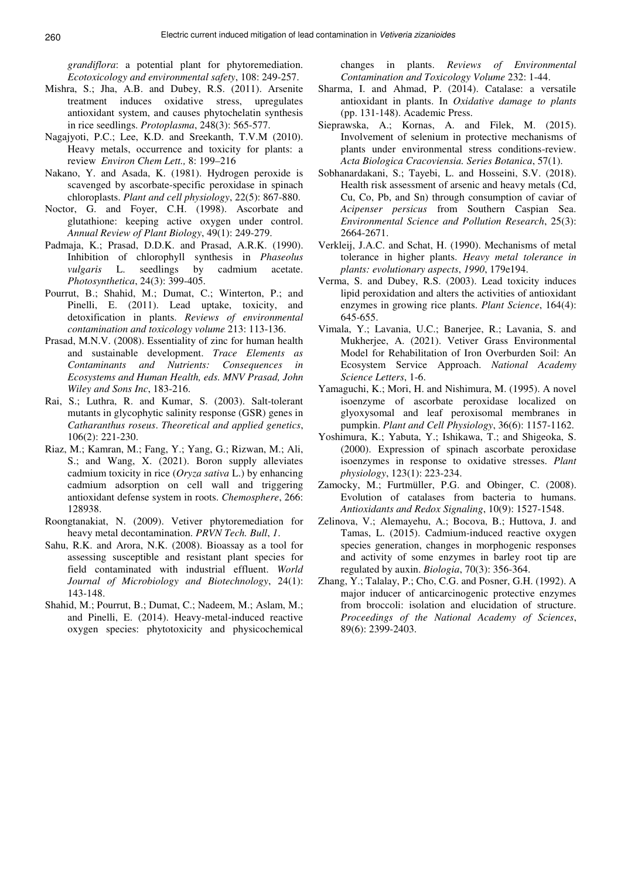*grandiflora*: a potential plant for phytoremediation. *Ecotoxicology and environmental safety*, 108: 249-257.

Mishra, S.; Jha, A.B. and Dubey, R.S. (2011). Arsenite treatment induces oxidative stress, upregulates antioxidant system, and causes phytochelatin synthesis in rice seedlings. *Protoplasma*, 248(3): 565-577.

Nagajyoti, P.C.; Lee, K.D. and Sreekanth, T.V.M (2010). Heavy metals, occurrence and toxicity for plants: a review *Environ Chem Lett.,* 8: 199–216

Nakano, Y. and Asada, K. (1981). Hydrogen peroxide is scavenged by ascorbate-specific peroxidase in spinach chloroplasts. *Plant and cell physiology*, 22(5): 867-880.

Noctor, G. and Foyer, C.H. (1998). Ascorbate and glutathione: keeping active oxygen under control. *Annual Review of Plant Biology*, 49(1): 249-279.

Padmaja, K.; Prasad, D.D.K. and Prasad, A.R.K. (1990). Inhibition of chlorophyll synthesis in *Phaseolus vulgaris* L. seedlings by cadmium acetate. *Photosynthetica*, 24(3): 399-405.

Pourrut, B.; Shahid, M.; Dumat, C.; Winterton, P.; and Pinelli, E. (2011). Lead uptake, toxicity, and detoxification in plants. *Reviews of environmental contamination and toxicology volume* 213: 113-136.

Prasad, M.N.V. (2008). Essentiality of zinc for human health and sustainable development. *Trace Elements as Contaminants and Nutrients: Consequences in Ecosystems and Human Health, eds. MNV Prasad, John Wiley and Sons Inc*, 183-216.

Rai, S.; Luthra, R. and Kumar, S. (2003). Salt-tolerant mutants in glycophytic salinity response (GSR) genes in *Catharanthus roseus*. *Theoretical and applied genetics*, 106(2): 221-230.

Riaz, M.; Kamran, M.; Fang, Y.; Yang, G.; Rizwan, M.; Ali, S.; and Wang, X. (2021). Boron supply alleviates cadmium toxicity in rice (*Oryza sativa* L.) by enhancing cadmium adsorption on cell wall and triggering antioxidant defense system in roots. *Chemosphere*, 266: 128938.

Roongtanakiat, N. (2009). Vetiver phytoremediation for heavy metal decontamination. *PRVN Tech. Bull*, *1*.

Sahu, R.K. and Arora, N.K. (2008). Bioassay as a tool for assessing susceptible and resistant plant species for field contaminated with industrial effluent. *World Journal of Microbiology and Biotechnology*, 24(1): 143-148.

Shahid, M.; Pourrut, B.; Dumat, C.; Nadeem, M.; Aslam, M.; and Pinelli, E. (2014). Heavy-metal-induced reactive oxygen species: phytotoxicity and physicochemical changes in plants. *Reviews of Environmental Contamination and Toxicology Volume* 232: 1-44.

Sharma, I. and Ahmad, P. (2014). Catalase: a versatile antioxidant in plants. In *Oxidative damage to plants* (pp. 131-148). Academic Press.

Sieprawska, A.; Kornas, A. and Filek, M. (2015). Involvement of selenium in protective mechanisms of plants under environmental stress conditions-review. *Acta Biologica Cracoviensia. Series Botanica*, 57(1).

Sobhanardakani, S.; Tayebi, L. and Hosseini, S.V. (2018). Health risk assessment of arsenic and heavy metals (Cd, Cu, Co, Pb, and Sn) through consumption of caviar of *Acipenser persicus* from Southern Caspian Sea. *Environmental Science and Pollution Research*, 25(3): 2664-2671.

Verkleij, J.A.C. and Schat, H. (1990). Mechanisms of metal tolerance in higher plants. *Heavy metal tolerance in plants: evolutionary aspects*, *1990*, 179e194.

Verma, S. and Dubey, R.S. (2003). Lead toxicity induces lipid peroxidation and alters the activities of antioxidant enzymes in growing rice plants. *Plant Science*, 164(4): 645-655.

Vimala, Y.; Lavania, U.C.; Banerjee, R.; Lavania, S. and Mukherjee, A. (2021). Vetiver Grass Environmental Model for Rehabilitation of Iron Overburden Soil: An Ecosystem Service Approach. *National Academy Science Letters*, 1-6.

Yamaguchi, K.; Mori, H. and Nishimura, M. (1995). A novel isoenzyme of ascorbate peroxidase localized on glyoxysomal and leaf peroxisomal membranes in pumpkin. *Plant and Cell Physiology*, 36(6): 1157-1162.

Yoshimura, K.; Yabuta, Y.; Ishikawa, T.; and Shigeoka, S. (2000). Expression of spinach ascorbate peroxidase isoenzymes in response to oxidative stresses. *Plant physiology*, 123(1): 223-234.

Zamocky, M.; Furtmüller, P.G. and Obinger, C. (2008). Evolution of catalases from bacteria to humans. *Antioxidants and Redox Signaling*, 10(9): 1527-1548.

Zelinova, V.; Alemayehu, A.; Bocova, B.; Huttova, J. and Tamas, L. (2015). Cadmium-induced reactive oxygen species generation, changes in morphogenic responses and activity of some enzymes in barley root tip are regulated by auxin. *Biologia*, 70(3): 356-364.

Zhang, Y.; Talalay, P.; Cho, C.G. and Posner, G.H. (1992). A major inducer of anticarcinogenic protective enzymes from broccoli: isolation and elucidation of structure. *Proceedings of the National Academy of Sciences*, 89(6): 2399-2403.